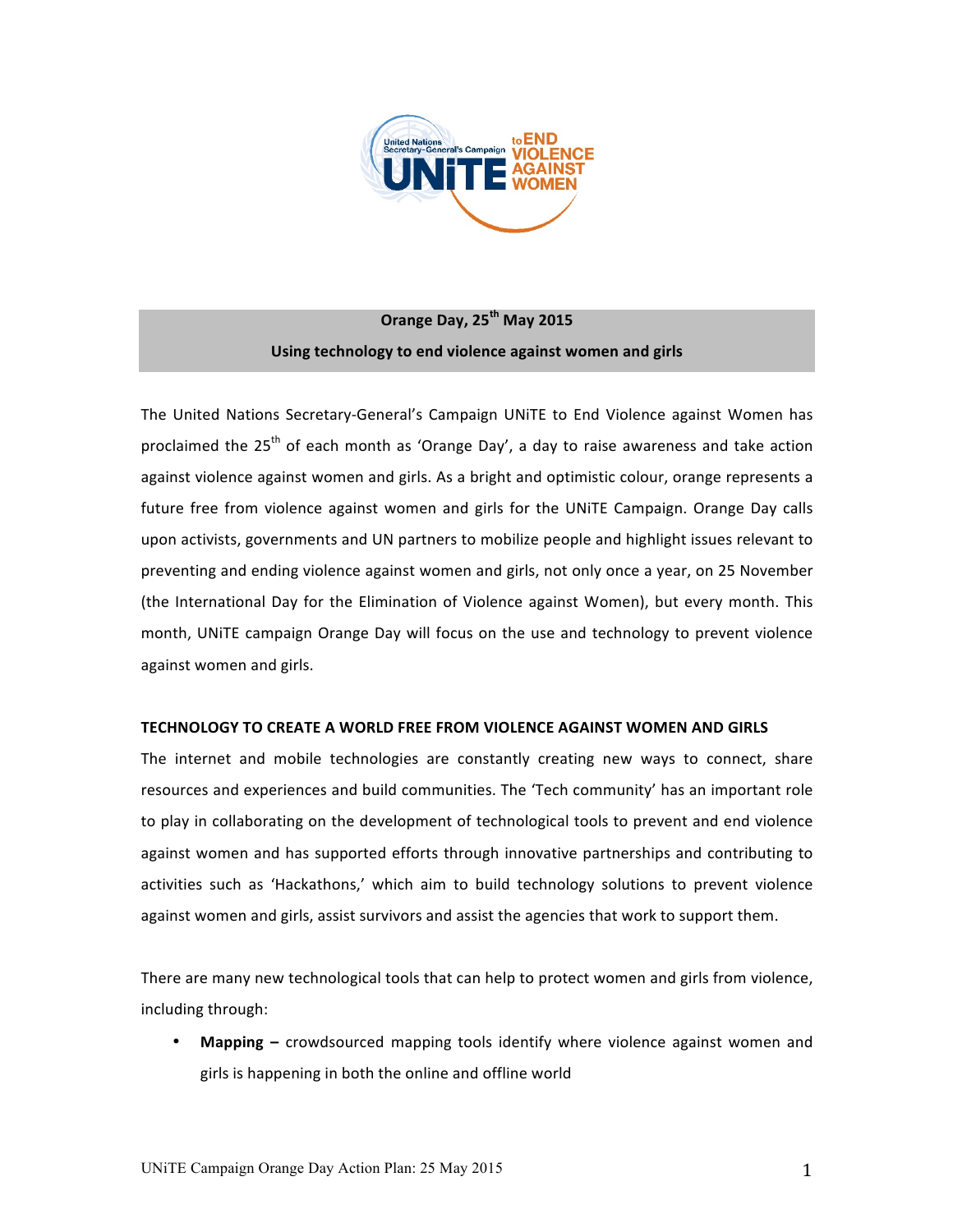**Orange Day, 25th May 2015**

**Using technology to end violence against women and girls**

The United Nations Secretary-General's Campaign UNiTE to End Violence against Women has proclaimed the 25th of each month as 'Orange Day', a day to raise awareness and take action against violence against women and girls. As a bright and optimistic colour, orange represents a future free from violence against women and girls for the UNiTE Campaign. Orange Day calls upon activists, governments and UN partners to mobilize people and highlight issues relevant to preventing and ending violence against women and girls, not only once a year, on 25 November (the International Day for the Elimination of Violence against Women), but every month. This month, UNiTE campaign Orange Day will focus on the use and technology to prevent violence against women and girls.

## TECHNOLOGY TO CREATE A WORLD FREE FROM VIOLENCE AGAINST WOMEN AND GIRLS

The internet and mobile technologies are constantly creating new ways to connect, share resources and experiences and build communities. The 'Tech community' has an important role to play in collaborating on the development of technological tools to prevent and end violence against women and has supported efforts through innovative partnerships and contributing to activities such as 'Hackathons,' which aim to build technology solutions to prevent violence against women and girls, assist survivors and assist the agencies that work to support them.

There are many new technological tools that can help to protect women and girls from violence, including through:

- **Mapping –** crowdsourced mapping tools identify where violence against women and girls is happening in both the online and offline world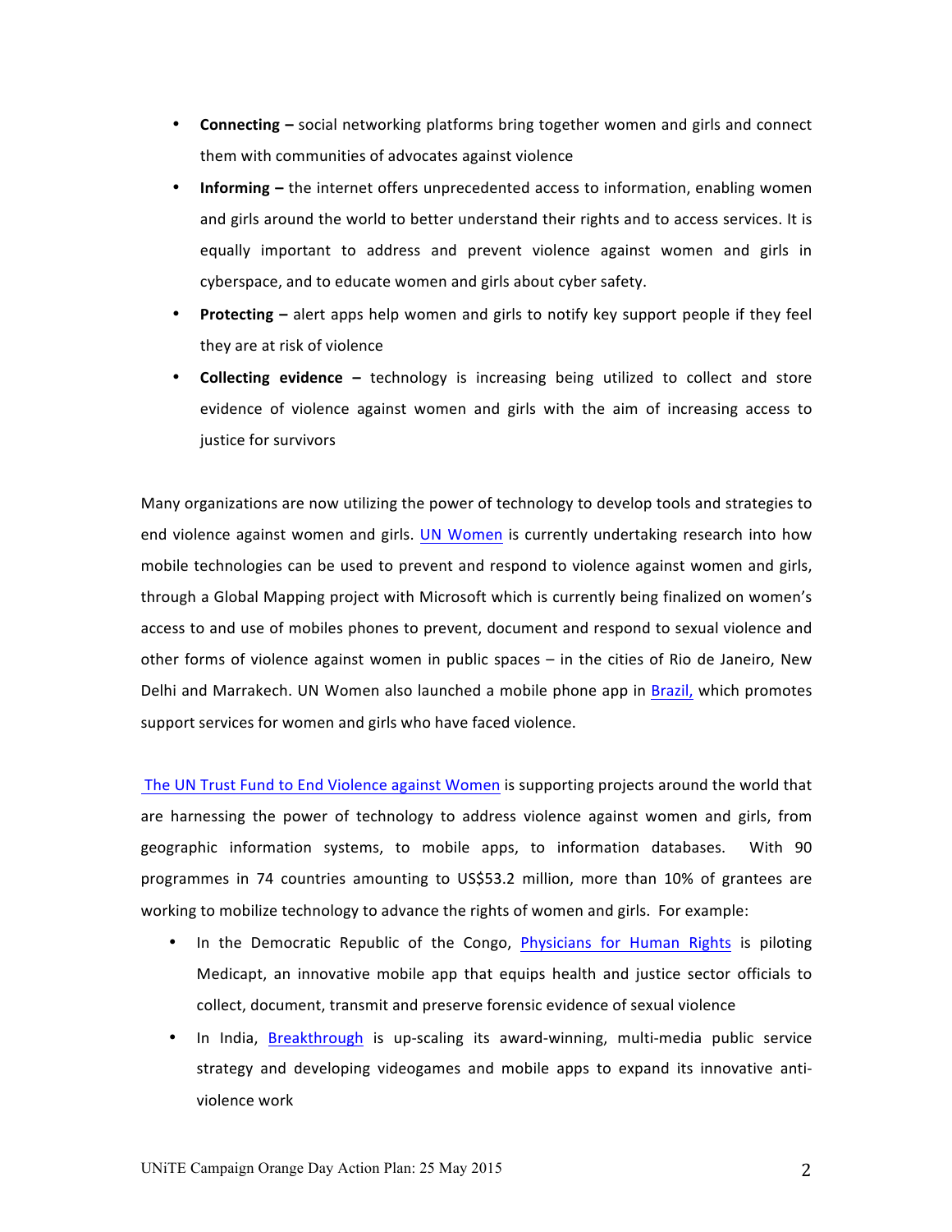- **Connecting –** social networking platforms bring together women and girls and connect them with communities of advocates against violence
- **Informing –** the internet offers unprecedented access to information, enabling women and girls around the world to better understand their rights and to access services. It is equally important to address and prevent violence against women and girls in cyberspace, and to educate women and girls about cyber safety.
- **Protecting –** alert apps help women and girls to notify key support people if they feel they are at risk of violence
- **Collecting evidence –** technology is increasing being utilized to collect and store evidence of violence against women and girls with the aim of increasing access to justice for survivors

Many organizations are now utilizing the power of technology to develop tools and strategies to end violence against women and girls. UN Women is currently undertaking research into how mobile technologies can be used to prevent and respond to violence against women and girls, through a Global Mapping project with Microsoft which is currently being finalized on women's access to and use of mobiles phones to prevent, document and respond to sexual violence and other forms of violence against women in public spaces – in the cities of Rio de Janeiro, New Delhi and Marrakech. UN Women also launched a mobile phone app in Brazil, which promotes support services for women and girls who have faced violence.

The UN Trust Fund to End Violence against Women is supporting projects around the world that are harnessing the power of technology to address violence against women and girls, from geographic information systems, to mobile apps, to information databases. With 90 programmes in 74 countries amounting to US$53.2 million, more than 10% of grantees are working to mobilize technology to advance the rights of women and girls. For example:

- In the Democratic Republic of the Congo, Physicians for Human Rights is piloting Medicapt, an innovative mobile app that equips health and justice sector officials to collect, document, transmit and preserve forensic evidence of sexual violence
- In India, Breakthrough is up-scaling its award-winning, multi-media public service strategy and developing videogames and mobile apps to expand its innovative anti-violence work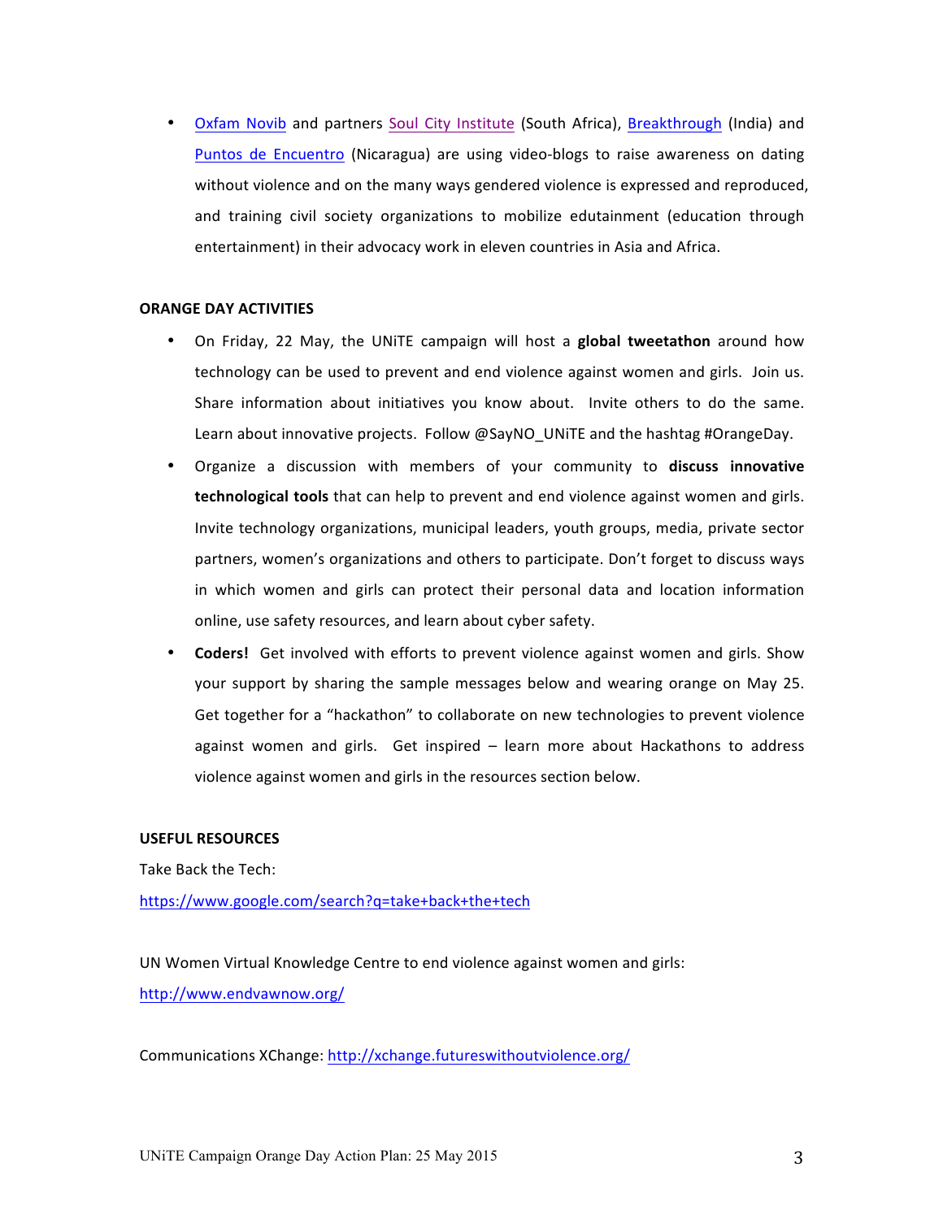- [Oxfam Novib](#) and partners [Soul City Institute](#) (South Africa), [Breakthrough](#) (India) and [Puntos de Encuentro](#) (Nicaragua) are using video-blogs to raise awareness on dating without violence and on the many ways gendered violence is expressed and reproduced, and training civil society organizations to mobilize edutainment (education through entertainment) in their advocacy work in eleven countries in Asia and Africa.

**ORANGE DAY ACTIVITIES**

- On Friday, 22 May, the UNiTE campaign will host a **global tweetathon** around how technology can be used to prevent and end violence against women and girls. Join us. Share information about initiatives you know about. Invite others to do the same. Learn about innovative projects. Follow @SayNO_UNiTE and the hashtag #OrangeDay.
- Organize a discussion with members of your community to **discuss innovative technological tools** that can help to prevent and end violence against women and girls. Invite technology organizations, municipal leaders, youth groups, media, private sector partners, women's organizations and others to participate. Don't forget to discuss ways in which women and girls can protect their personal data and location information online, use safety resources, and learn about cyber safety.
- **Coders!** Get involved with efforts to prevent violence against women and girls. Show your support by sharing the sample messages below and wearing orange on May 25. Get together for a "hackathon" to collaborate on new technologies to prevent violence against women and girls. Get inspired – learn more about Hackathons to address violence against women and girls in the resources section below.

**USEFUL RESOURCES**

Take Back the Tech:

https://www.google.com/search?q=take+back+the+tech

UN Women Virtual Knowledge Centre to end violence against women and girls:

http://www.endvawnow.org/

Communications XChange: http://xchange.futureswithoutviolence.org/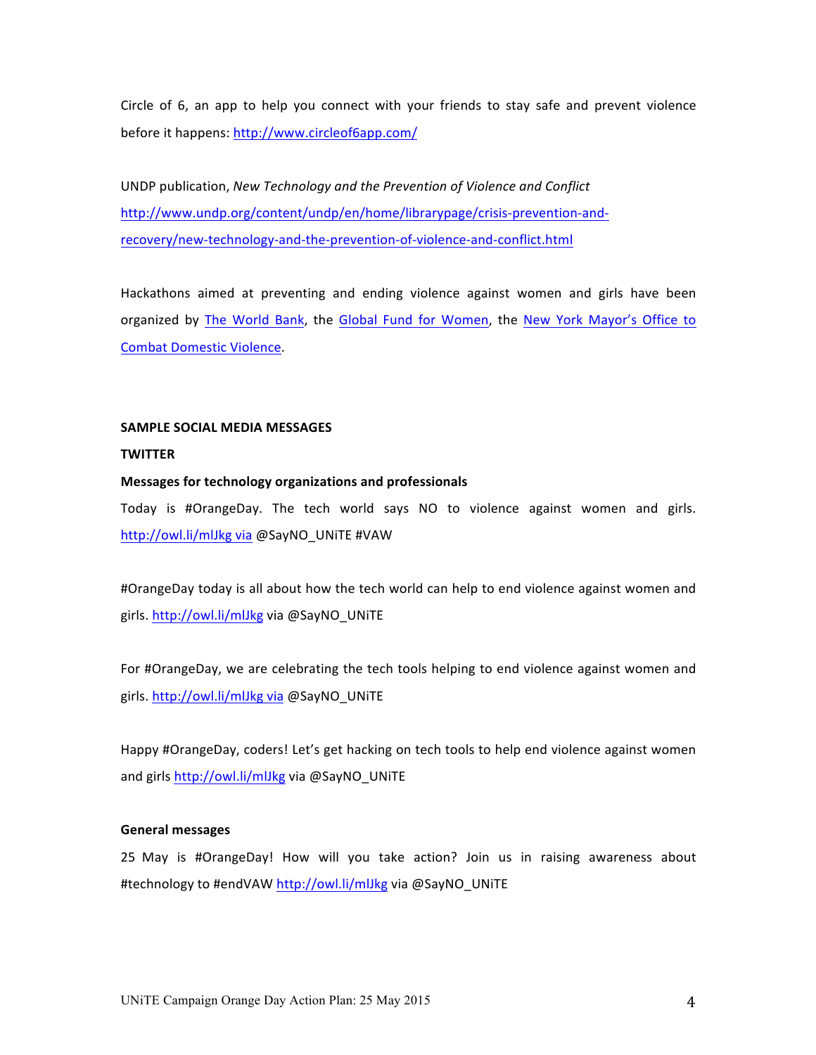Circle of 6, an app to help you connect with your friends to stay safe and prevent violence before it happens: http://www.circleof6app.com/

UNDP publication, *New Technology and the Prevention of Violence and Conflict* http://www.undp.org/content/undp/en/home/librarypage/crisis-prevention-and-recovery/new-technology-and-the-prevention-of-violence-and-conflict.html

Hackathons aimed at preventing and ending violence against women and girls have been organized by The World Bank, the Global Fund for Women, the New York Mayor's Office to Combat Domestic Violence.

**SAMPLE SOCIAL MEDIA MESSAGES**

**TWITTER**

**Messages for technology organizations and professionals**

Today is #OrangeDay. The tech world says NO to violence against women and girls. http://owl.li/mlJkg via @SayNO_UNiTE #VAW

#OrangeDay today is all about how the tech world can help to end violence against women and girls. http://owl.li/mlJkg via @SayNO_UNiTE

For #OrangeDay, we are celebrating the tech tools helping to end violence against women and girls. http://owl.li/mlJkg via @SayNO_UNiTE

Happy #OrangeDay, coders! Let's get hacking on tech tools to help end violence against women and girls http://owl.li/mlJkg via @SayNO_UNiTE

**General messages**

25 May is #OrangeDay! How will you take action? Join us in raising awareness about #technology to #endVAW http://owl.li/mlJkg via @SayNO_UNiTE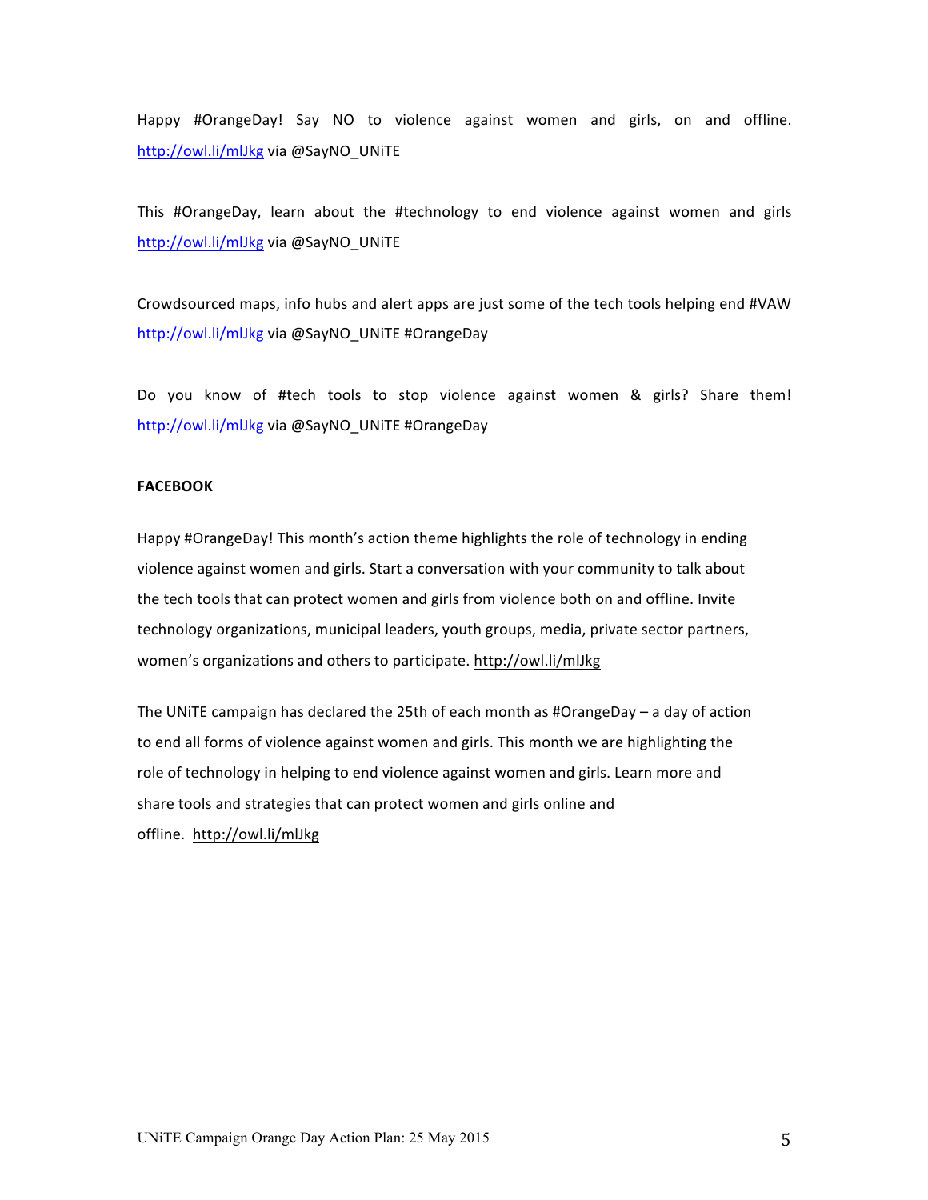Happy #OrangeDay! Say NO to violence against women and girls, on and offline. http://owl.li/mlJkg via @SayNO_UNiTE

This #OrangeDay, learn about the #technology to end violence against women and girls http://owl.li/mlJkg via @SayNO_UNiTE

Crowdsourced maps, info hubs and alert apps are just some of the tech tools helping end #VAW http://owl.li/mlJkg via @SayNO_UNiTE #OrangeDay

Do you know of #tech tools to stop violence against women & girls? Share them! http://owl.li/mlJkg via @SayNO_UNiTE #OrangeDay

**FACEBOOK**

Happy #OrangeDay! This month's action theme highlights the role of technology in ending violence against women and girls. Start a conversation with your community to talk about the tech tools that can protect women and girls from violence both on and offline. Invite technology organizations, municipal leaders, youth groups, media, private sector partners, women's organizations and others to participate. http://owl.li/mlJkg

The UNiTE campaign has declared the 25th of each month as #OrangeDay – a day of action to end all forms of violence against women and girls. This month we are highlighting the role of technology in helping to end violence against women and girls. Learn more and share tools and strategies that can protect women and girls online and offline. http://owl.li/mlJkg